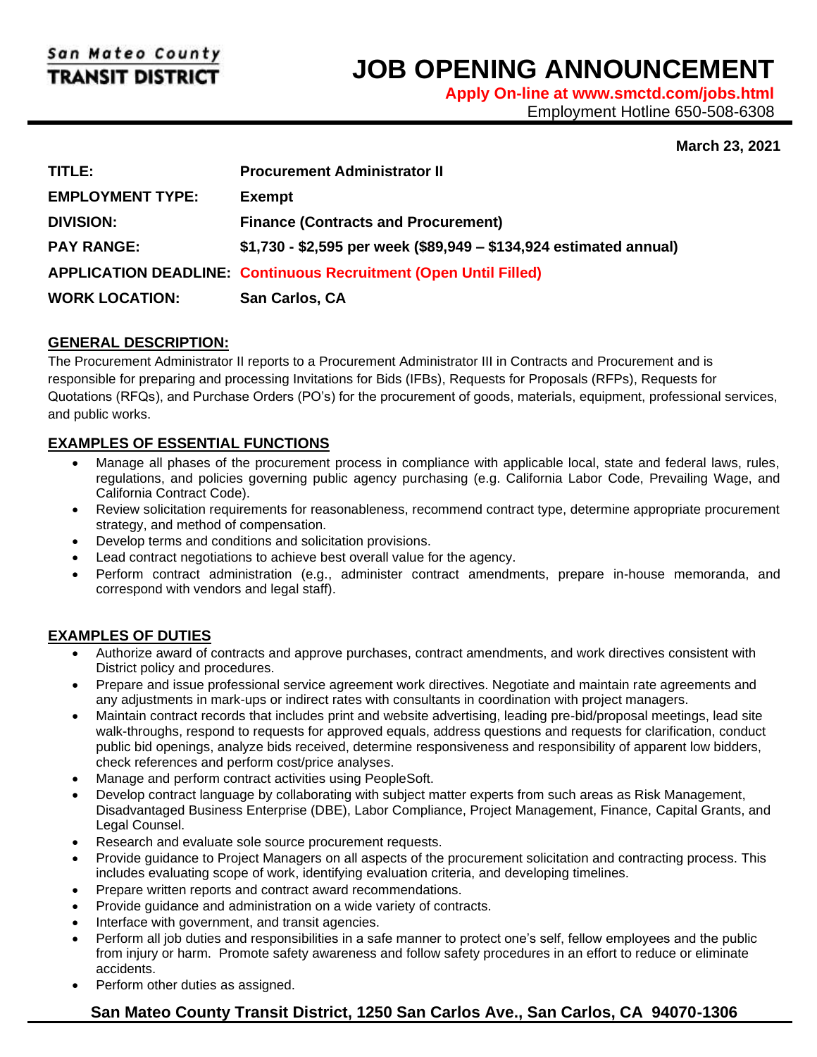San Mateo County
**TRANSIT DISTRICT**

# JOB OPENING ANNOUNCEMENT

**Apply On-line at www.smctd.com/jobs.html**

Employment Hotline 650-508-6308

**March 23, 2021**

| | |
|---|---|
| **TITLE:** | **Procurement Administrator II** |
| **EMPLOYMENT TYPE:** | **Exempt** |
| **DIVISION:** | **Finance (Contracts and Procurement)** |
| **PAY RANGE:** | **$1,730 - $2,595 per week ($89,949 – $134,924 estimated annual)** |
| **APPLICATION DEADLINE:** | **Continuous Recruitment (Open Until Filled)** |
| **WORK LOCATION:** | **San Carlos, CA** |

## GENERAL DESCRIPTION:

The Procurement Administrator II reports to a Procurement Administrator III in Contracts and Procurement and is responsible for preparing and processing Invitations for Bids (IFBs), Requests for Proposals (RFPs), Requests for Quotations (RFQs), and Purchase Orders (PO's) for the procurement of goods, materials, equipment, professional services, and public works.

## EXAMPLES OF ESSENTIAL FUNCTIONS

- Manage all phases of the procurement process in compliance with applicable local, state and federal laws, rules, regulations, and policies governing public agency purchasing (e.g. California Labor Code, Prevailing Wage, and California Contract Code).
- Review solicitation requirements for reasonableness, recommend contract type, determine appropriate procurement strategy, and method of compensation.
- Develop terms and conditions and solicitation provisions.
- Lead contract negotiations to achieve best overall value for the agency.
- Perform contract administration (e.g., administer contract amendments, prepare in-house memoranda, and correspond with vendors and legal staff).

## EXAMPLES OF DUTIES

- Authorize award of contracts and approve purchases, contract amendments, and work directives consistent with District policy and procedures.
- Prepare and issue professional service agreement work directives. Negotiate and maintain rate agreements and any adjustments in mark-ups or indirect rates with consultants in coordination with project managers.
- Maintain contract records that includes print and website advertising, leading pre-bid/proposal meetings, lead site walk-throughs, respond to requests for approved equals, address questions and requests for clarification, conduct public bid openings, analyze bids received, determine responsiveness and responsibility of apparent low bidders, check references and perform cost/price analyses.
- Manage and perform contract activities using PeopleSoft.
- Develop contract language by collaborating with subject matter experts from such areas as Risk Management, Disadvantaged Business Enterprise (DBE), Labor Compliance, Project Management, Finance, Capital Grants, and Legal Counsel.
- Research and evaluate sole source procurement requests.
- Provide guidance to Project Managers on all aspects of the procurement solicitation and contracting process. This includes evaluating scope of work, identifying evaluation criteria, and developing timelines.
- Prepare written reports and contract award recommendations.
- Provide guidance and administration on a wide variety of contracts.
- Interface with government, and transit agencies.
- Perform all job duties and responsibilities in a safe manner to protect one's self, fellow employees and the public from injury or harm. Promote safety awareness and follow safety procedures in an effort to reduce or eliminate accidents.
- Perform other duties as assigned.

**San Mateo County Transit District, 1250 San Carlos Ave., San Carlos, CA 94070-1306**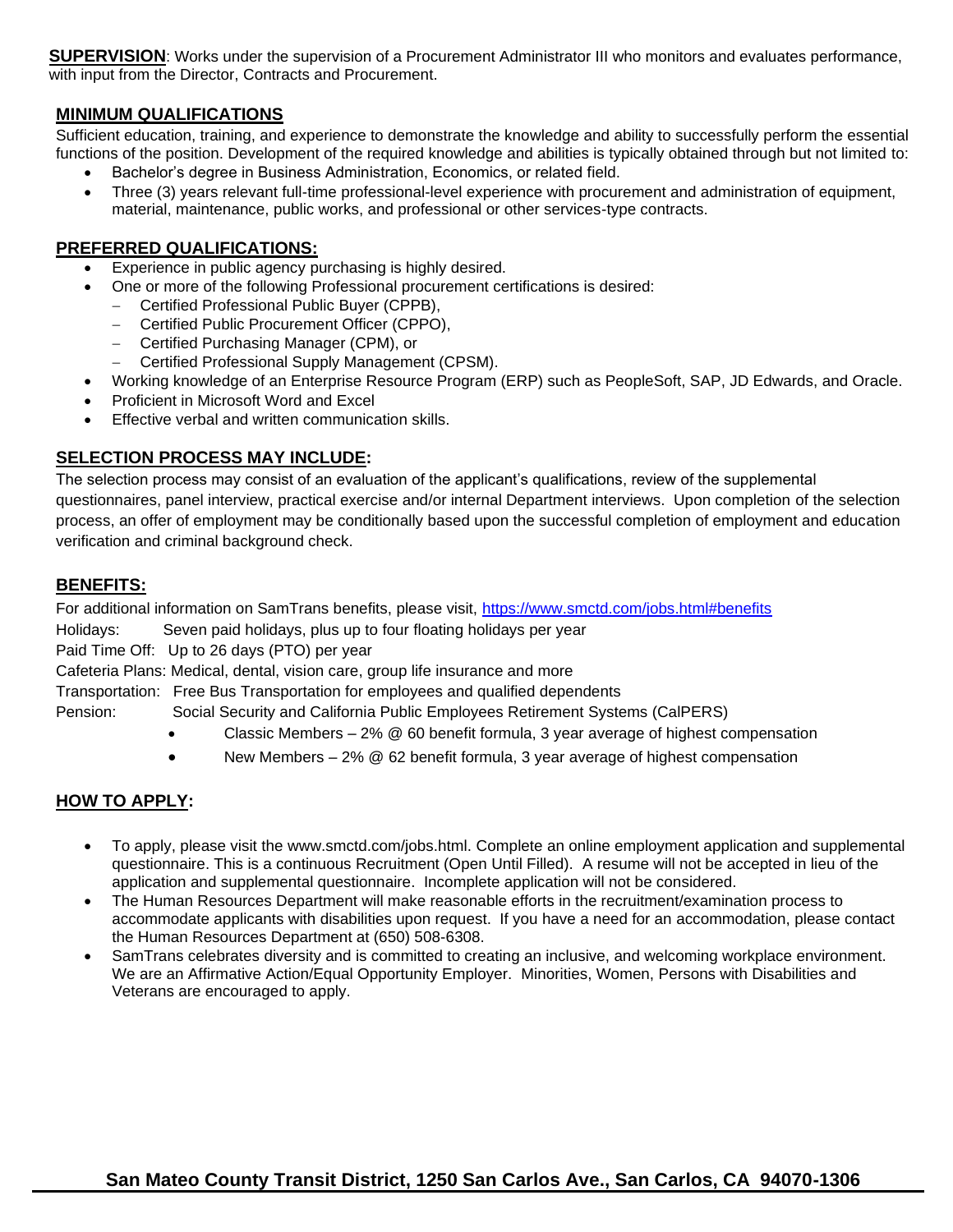**SUPERVISION**: Works under the supervision of a Procurement Administrator III who monitors and evaluates performance, with input from the Director, Contracts and Procurement.

## MINIMUM QUALIFICATIONS

Sufficient education, training, and experience to demonstrate the knowledge and ability to successfully perform the essential functions of the position. Development of the required knowledge and abilities is typically obtained through but not limited to:

- Bachelor's degree in Business Administration, Economics, or related field.
- Three (3) years relevant full-time professional-level experience with procurement and administration of equipment, material, maintenance, public works, and professional or other services-type contracts.

## PREFERRED QUALIFICATIONS:

- Experience in public agency purchasing is highly desired.
- One or more of the following Professional procurement certifications is desired:
  - Certified Professional Public Buyer (CPPB),
  - Certified Public Procurement Officer (CPPO),
  - Certified Purchasing Manager (CPM), or
  - Certified Professional Supply Management (CPSM).
- Working knowledge of an Enterprise Resource Program (ERP) such as PeopleSoft, SAP, JD Edwards, and Oracle.
- Proficient in Microsoft Word and Excel
- Effective verbal and written communication skills.

## SELECTION PROCESS MAY INCLUDE:

The selection process may consist of an evaluation of the applicant's qualifications, review of the supplemental questionnaires, panel interview, practical exercise and/or internal Department interviews. Upon completion of the selection process, an offer of employment may be conditionally based upon the successful completion of employment and education verification and criminal background check.

## BENEFITS:

For additional information on SamTrans benefits, please visit, https://www.smctd.com/jobs.html#benefits

Holidays: Seven paid holidays, plus up to four floating holidays per year

Paid Time Off: Up to 26 days (PTO) per year

Cafeteria Plans: Medical, dental, vision care, group life insurance and more

Transportation: Free Bus Transportation for employees and qualified dependents

Pension: Social Security and California Public Employees Retirement Systems (CalPERS)

- Classic Members – 2% @ 60 benefit formula, 3 year average of highest compensation
- New Members – 2% @ 62 benefit formula, 3 year average of highest compensation

## HOW TO APPLY:

- To apply, please visit the www.smctd.com/jobs.html. Complete an online employment application and supplemental questionnaire. This is a continuous Recruitment (Open Until Filled). A resume will not be accepted in lieu of the application and supplemental questionnaire. Incomplete application will not be considered.
- The Human Resources Department will make reasonable efforts in the recruitment/examination process to accommodate applicants with disabilities upon request. If you have a need for an accommodation, please contact the Human Resources Department at (650) 508-6308.
- SamTrans celebrates diversity and is committed to creating an inclusive, and welcoming workplace environment. We are an Affirmative Action/Equal Opportunity Employer. Minorities, Women, Persons with Disabilities and Veterans are encouraged to apply.

**San Mateo County Transit District, 1250 San Carlos Ave., San Carlos, CA 94070-1306**